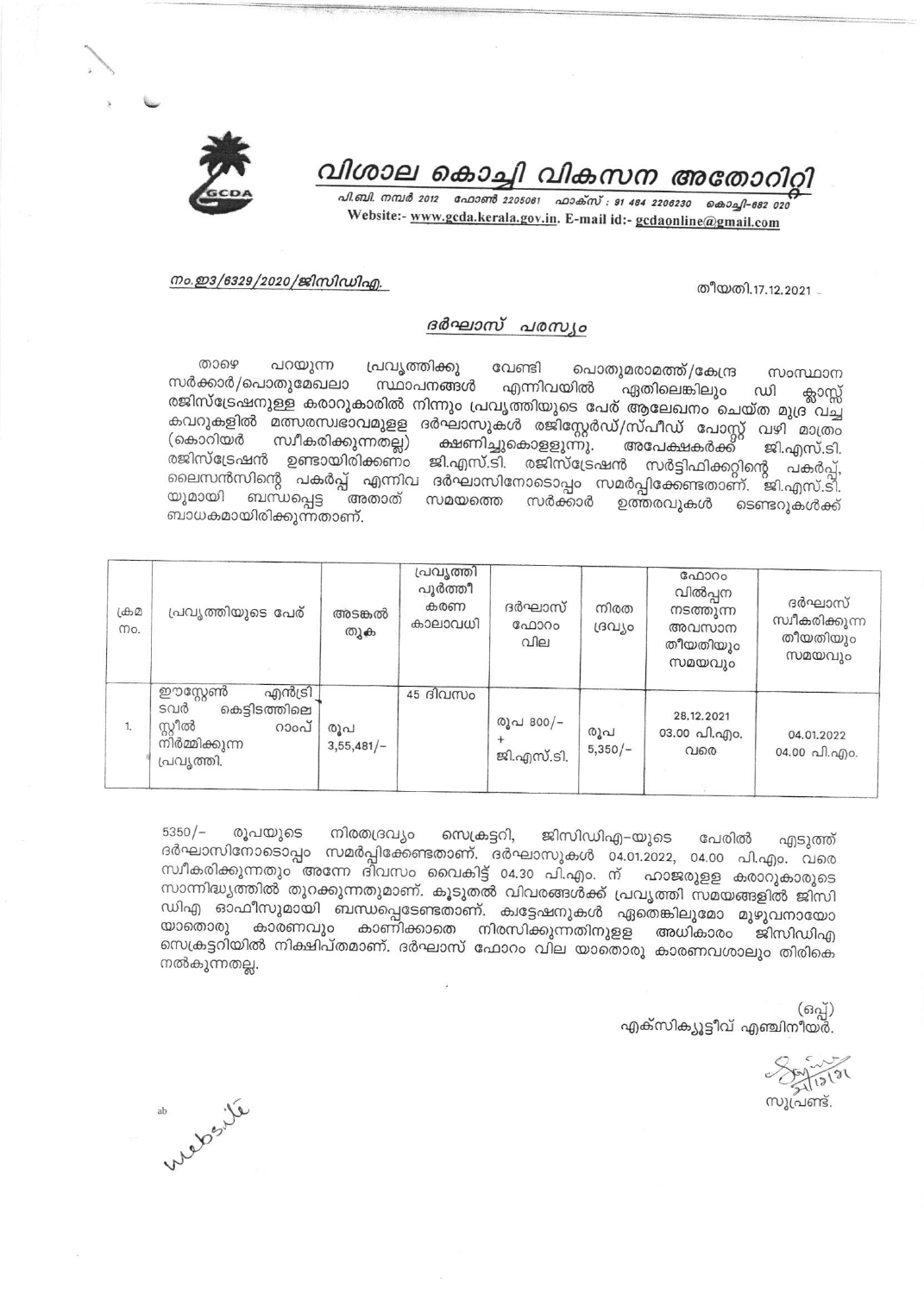# വിശാല കൊച്ചി വികസന അതോറിറ്റി

പി.ബി. നമ്പർ 2012 ഫോൺ 2205061 ഫാക്സ് : 91 484 2206230 കൊച്ചി-682 020
Website:- www.gcda.kerala.gov.in. E-mail id:- gcdaonline@gmail.com

നം.ഇ3/6329/2020/ജിസിഡിഎ. 

തീയതി.17.12.2021

## ദർഘാസ് പരസ്യം

താഴെ പറയുന്ന പ്രവൃത്തിക്കു വേണ്ടി പൊതുമരാമത്ത്/കേന്ദ്ര സംസ്ഥാന സർക്കാർ/പൊതുമേഖലാ സ്ഥാപനങ്ങൾ എന്നിവയിൽ ഏതിലെങ്കിലും ഡി ക്ലാസ്സ് രജിസ്ട്രേഷനുള്ള കരാറുകാരിൽ നിന്നും പ്രവൃത്തിയുടെ പേര് ആലേഖനം ചെയ്ത മുദ്ര വച്ച കവറുകളിൽ മത്സരസ്വഭാവമുള്ള ദർഘാസുകൾ രജിസ്റ്റേർഡ്/സ്പീഡ് പോസ്റ്റ് വഴി മാത്രം (കൊറിയർ സ്വീകരിക്കുന്നതല്ല) ക്ഷണിച്ചുകൊള്ളുന്നു. അപേക്ഷകർക്ക് ജി.എസ്.ടി. രജിസ്ട്രേഷൻ ഉണ്ടായിരിക്കണം ജി.എസ്.ടി. രജിസ്ട്രേഷൻ സർട്ടിഫിക്കറ്റിന്റെ പകർപ്പ്, ലൈസൻസിന്റെ പകർപ്പ് എന്നിവ ദർഘാസിനോടൊപ്പം സമർപ്പിക്കേണ്ടതാണ്. ജി.എസ്.ടി. യുമായി ബന്ധപ്പെട്ട അതാത് സമയത്തെ സർക്കാർ ഉത്തരവുകൾ ടെണ്ടറുകൾക്ക് ബാധകമായിരിക്കുന്നതാണ്.

| ക്രമ നം. | പ്രവൃത്തിയുടെ പേര് | അടങ്കൽ തുക | പ്രവൃത്തി പൂർത്തീകരണ കാലാവധി | ദർഘാസ് ഫോറം വില | നിരത ദ്രവ്യം | ഫോറം വിൽപ്പന നടത്തുന്ന അവസാന തീയതിയും സമയവും | ദർഘാസ് സ്വീകരിക്കുന്ന തീയതിയും സമയവും |
|---|---|---|---|---|---|---|---|
| 1. | ഈസ്റ്റേൺ എൻട്രി ടവർ കെട്ടിടത്തിലെ സ്റ്റീൽ റാംപ് നിർമ്മിക്കുന്ന പ്രവൃത്തി. | രൂപ 3,55,481/- | 45 ദിവസം | രൂപ 800/- + ജി.എസ്.ടി. | രൂപ 5,350/- | 28.12.2021 03.00 പി.എം. വരെ | 04.01.2022 04.00 പി.എം. |

5350/- രൂപയുടെ നിരതദ്രവ്യം സെക്രട്ടറി, ജിസിഡിഎ-യുടെ പേരിൽ എടുത്ത് ദർഘാസിനോടൊപ്പം സമർപ്പിക്കേണ്ടതാണ്. ദർഘാസുകൾ 04.01.2022, 04.00 പി.എം. വരെ സ്വീകരിക്കുന്നതും അന്നേ ദിവസം വൈകിട്ട് 04.30 പി.എം. ന് ഹാജരുള്ള കരാറുകാരുടെ സാന്നിദ്ധ്യത്തിൽ തുറക്കുന്നതുമാണ്. കൂടുതൽ വിവരങ്ങൾക്ക് പ്രവൃത്തി സമയങ്ങളിൽ ജിസിഡിഎ ഓഫീസുമായി ബന്ധപ്പെടേണ്ടതാണ്. ക്വട്ടേഷനുകൾ ഏതെങ്കിലുമോ മുഴുവനായോ യാതൊരു കാരണവും കാണിക്കാതെ നിരസിക്കുന്നതിനുള്ള അധികാരം ജിസിഡിഎ സെക്രട്ടറിയിൽ നിക്ഷിപ്തമാണ്. ദർഘാസ് ഫോറം വില യാതൊരു കാരണവശാലും തിരികെ നൽകുന്നതല്ല.

(ഒപ്പ്)
എക്സിക്യൂട്ടീവ് എഞ്ചിനീയർ.

സൂപ്രണ്ട്.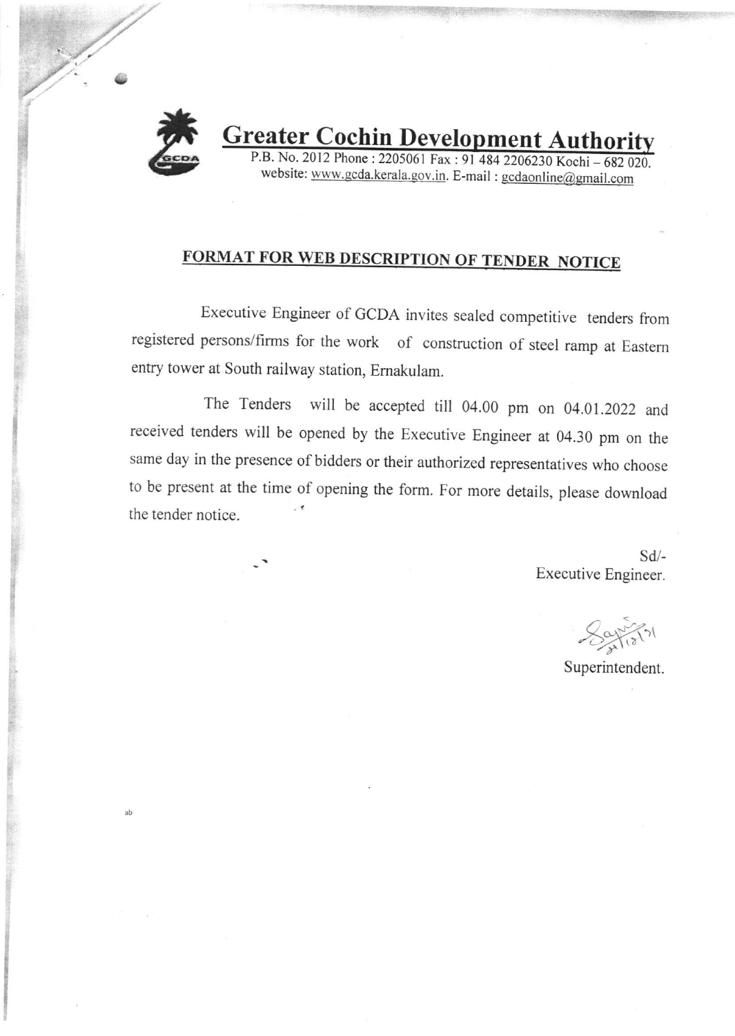# Greater Cochin Development Authority

P.B. No. 2012 Phone : 2205061 Fax : 91 484 2206230 Kochi – 682 020.
website: www.gcda.kerala.gov.in. E-mail : gcdaonline@gmail.com

## FORMAT FOR WEB DESCRIPTION OF TENDER NOTICE

Executive Engineer of GCDA invites sealed competitive tenders from registered persons/firms for the work of construction of steel ramp at Eastern entry tower at South railway station, Ernakulam.

The Tenders will be accepted till 04.00 pm on 04.01.2022 and received tenders will be opened by the Executive Engineer at 04.30 pm on the same day in the presence of bidders or their authorized representatives who choose to be present at the time of opening the form. For more details, please download the tender notice.

Sd/-
Executive Engineer.

Superintendent.

ab